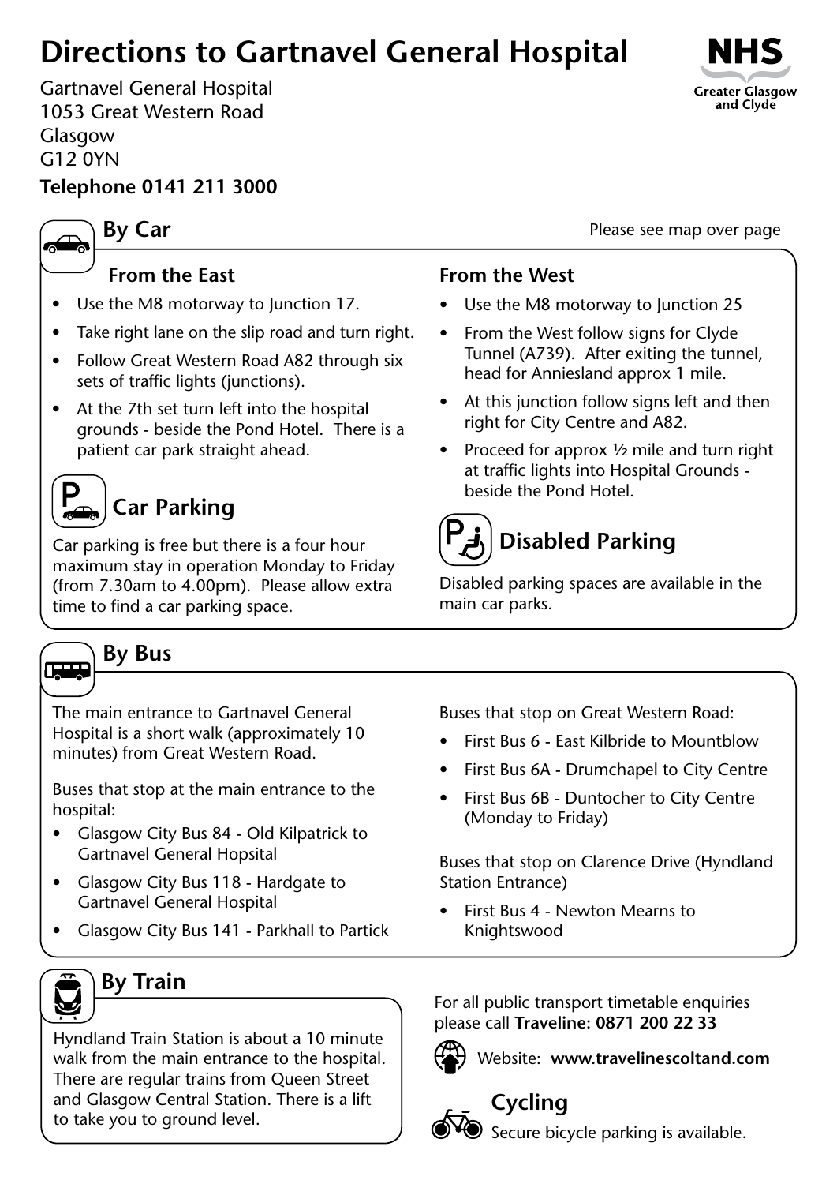# Directions to Gartnavel General Hospital

Gartnavel General Hospital
1053 Great Western Road
Glasgow
G12 0YN

**Telephone 0141 211 3000**

NHS Greater Glasgow and Clyde

## By Car

Please see map over page

### From the East

- Use the M8 motorway to Junction 17.
- Take right lane on the slip road and turn right.
- Follow Great Western Road A82 through six sets of traffic lights (junctions).
- At the 7th set turn left into the hospital grounds - beside the Pond Hotel. There is a patient car park straight ahead.

### From the West

- Use the M8 motorway to Junction 25
- From the West follow signs for Clyde Tunnel (A739). After exiting the tunnel, head for Anniesland approx 1 mile.
- At this junction follow signs left and then right for City Centre and A82.
- Proceed for approx ½ mile and turn right at traffic lights into Hospital Grounds - beside the Pond Hotel.

### Car Parking

Car parking is free but there is a four hour maximum stay in operation Monday to Friday (from 7.30am to 4.00pm). Please allow extra time to find a car parking space.

### Disabled Parking

Disabled parking spaces are available in the main car parks.

## By Bus

The main entrance to Gartnavel General Hospital is a short walk (approximately 10 minutes) from Great Western Road.

Buses that stop at the main entrance to the hospital:

- Glasgow City Bus 84 - Old Kilpatrick to Gartnavel General Hopsital
- Glasgow City Bus 118 - Hardgate to Gartnavel General Hospital
- Glasgow City Bus 141 - Parkhall to Partick

Buses that stop on Great Western Road:

- First Bus 6 - East Kilbride to Mountblow
- First Bus 6A - Drumchapel to City Centre
- First Bus 6B - Duntocher to City Centre (Monday to Friday)

Buses that stop on Clarence Drive (Hyndland Station Entrance)

- First Bus 4 - Newton Mearns to Knightswood

## By Train

Hyndland Train Station is about a 10 minute walk from the main entrance to the hospital. There are regular trains from Queen Street and Glasgow Central Station. There is a lift to take you to ground level.

For all public transport timetable enquiries please call **Traveline: 0871 200 22 33**

Website: **www.travelinescoltand.com**

## Cycling

Secure bicycle parking is available.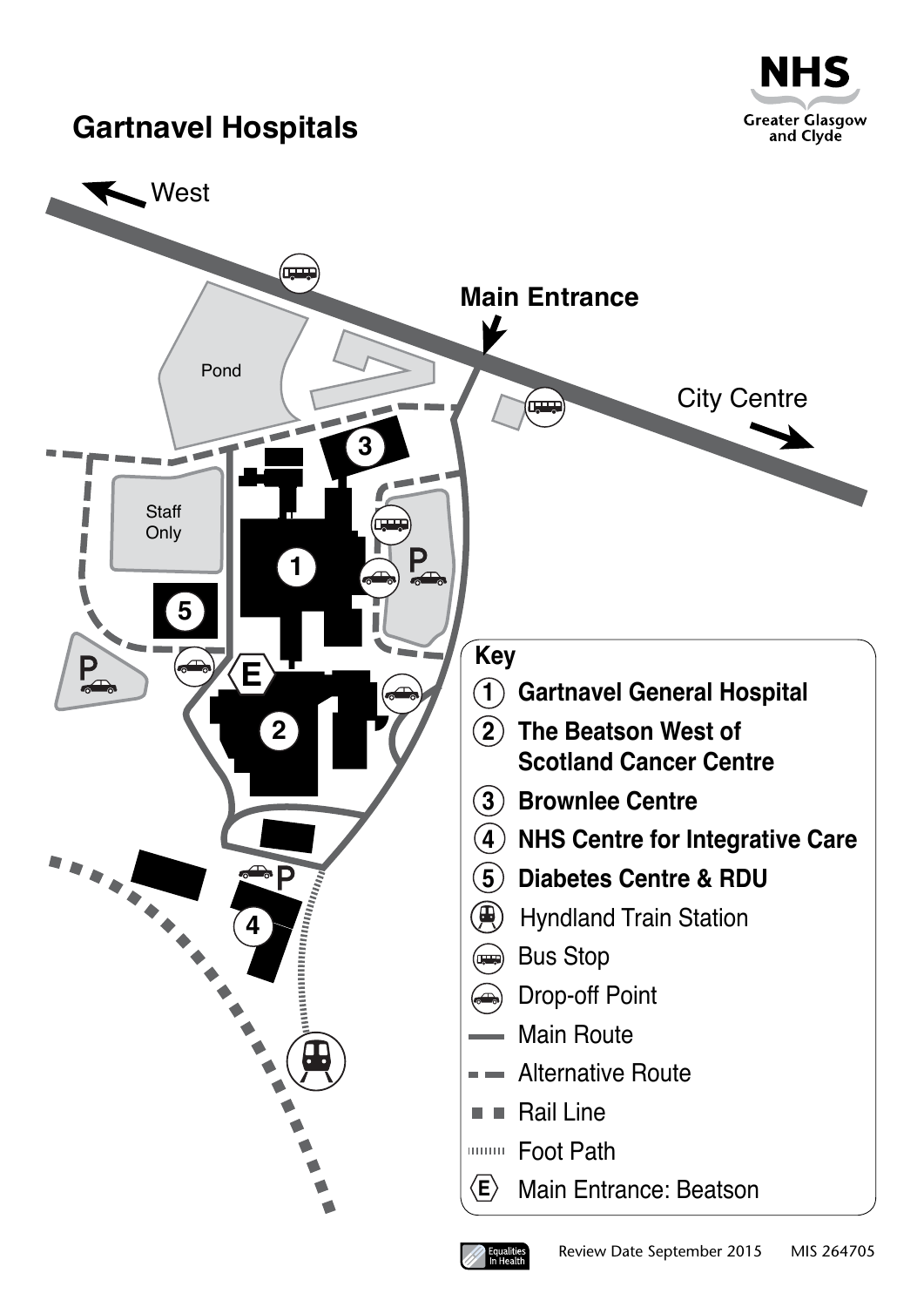# Gartnavel Hospitals

NHS Greater Glasgow and Clyde

West

Main Entrance

City Centre

Pond

Staff Only

1

2

3

4

5

E

P

P

P

**Key**

1. **Gartnavel General Hospital**
2. **The Beatson West of Scotland Cancer Centre**
3. **Brownlee Centre**
4. **NHS Centre for Integrative Care**
5. **Diabetes Centre & RDU**

- Hyndland Train Station
- Bus Stop
- Drop-off Point
- Main Route
- Alternative Route
- Rail Line
- Foot Path
- E Main Entrance: Beatson

Equalities In Health

Review Date September 2015 MIS 264705